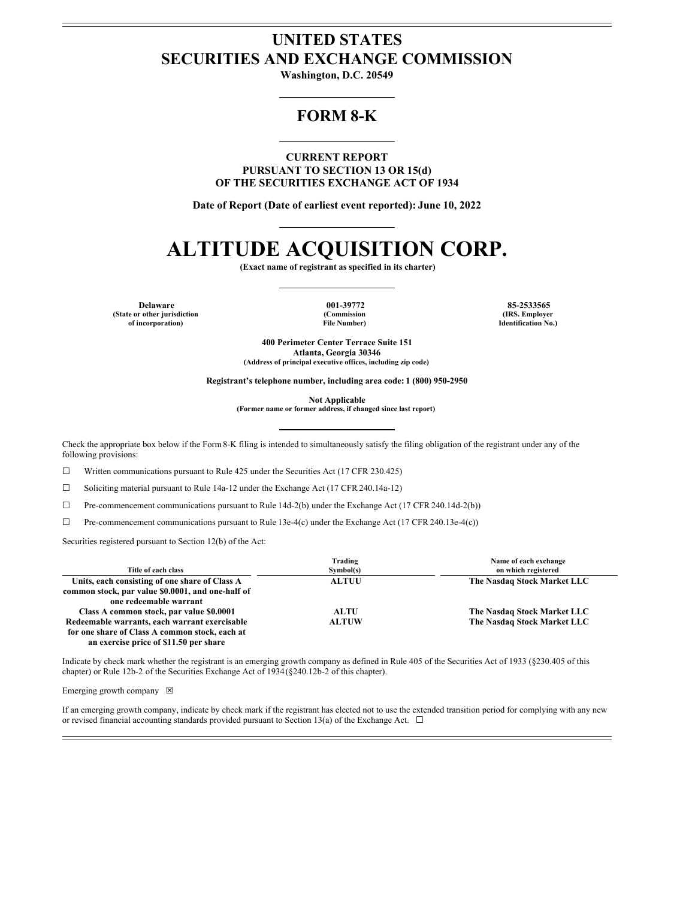# UNITED STATES
# SECURITIES AND EXCHANGE COMMISSION

**Washington, D.C. 20549**

## FORM 8-K

**CURRENT REPORT**
**PURSUANT TO SECTION 13 OR 15(d)**
**OF THE SECURITIES EXCHANGE ACT OF 1934**

**Date of Report (Date of earliest event reported): June 10, 2022**

# ALTITUDE ACQUISITION CORP.

**(Exact name of registrant as specified in its charter)**

| Delaware | 001-39772 | 85-2533565 |
|---|---|---|
| (State or other jurisdiction of incorporation) | (Commission File Number) | (IRS. Employer Identification No.) |

**400 Perimeter Center Terrace Suite 151**
**Atlanta, Georgia 30346**
**(Address of principal executive offices, including zip code)**

**Registrant's telephone number, including area code: 1 (800) 950-2950**

**Not Applicable**
**(Former name or former address, if changed since last report)**

Check the appropriate box below if the Form 8-K filing is intended to simultaneously satisfy the filing obligation of the registrant under any of the following provisions:

☐ Written communications pursuant to Rule 425 under the Securities Act (17 CFR 230.425)

☐ Soliciting material pursuant to Rule 14a-12 under the Exchange Act (17 CFR 240.14a-12)

☐ Pre-commencement communications pursuant to Rule 14d-2(b) under the Exchange Act (17 CFR 240.14d-2(b))

☐ Pre-commencement communications pursuant to Rule 13e-4(c) under the Exchange Act (17 CFR 240.13e-4(c))

Securities registered pursuant to Section 12(b) of the Act:

| Title of each class | Trading Symbol(s) | Name of each exchange on which registered |
|---|---|---|
| Units, each consisting of one share of Class A common stock, par value $0.0001, and one-half of one redeemable warrant | ALTUU | The Nasdaq Stock Market LLC |
| Class A common stock, par value $0.0001 | ALTU | The Nasdaq Stock Market LLC |
| Redeemable warrants, each warrant exercisable for one share of Class A common stock, each at an exercise price of $11.50 per share | ALTUW | The Nasdaq Stock Market LLC |

Indicate by check mark whether the registrant is an emerging growth company as defined in Rule 405 of the Securities Act of 1933 (§230.405 of this chapter) or Rule 12b-2 of the Securities Exchange Act of 1934 (§240.12b-2 of this chapter).

Emerging growth company ☒

If an emerging growth company, indicate by check mark if the registrant has elected not to use the extended transition period for complying with any new or revised financial accounting standards provided pursuant to Section 13(a) of the Exchange Act. ☐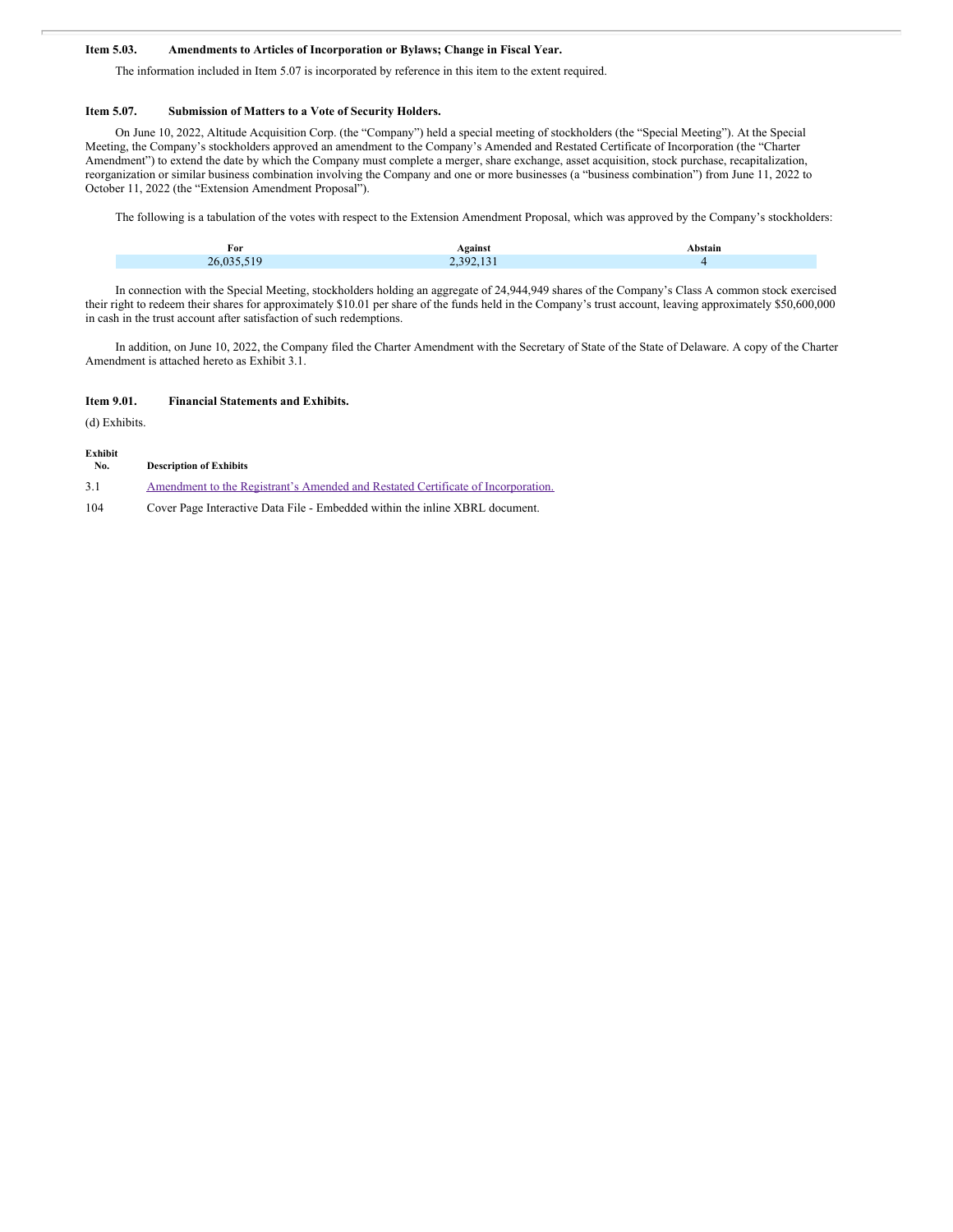**Item 5.03. Amendments to Articles of Incorporation or Bylaws; Change in Fiscal Year.**

The information included in Item 5.07 is incorporated by reference in this item to the extent required.

**Item 5.07. Submission of Matters to a Vote of Security Holders.**

On June 10, 2022, Altitude Acquisition Corp. (the "Company") held a special meeting of stockholders (the "Special Meeting"). At the Special Meeting, the Company's stockholders approved an amendment to the Company's Amended and Restated Certificate of Incorporation (the "Charter Amendment") to extend the date by which the Company must complete a merger, share exchange, asset acquisition, stock purchase, recapitalization, reorganization or similar business combination involving the Company and one or more businesses (a "business combination") from June 11, 2022 to October 11, 2022 (the "Extension Amendment Proposal").

The following is a tabulation of the votes with respect to the Extension Amendment Proposal, which was approved by the Company's stockholders:

| For | Against | Abstain |
|---|---|---|
| 26,035,519 | 2,392,131 | 4 |

In connection with the Special Meeting, stockholders holding an aggregate of 24,944,949 shares of the Company's Class A common stock exercised their right to redeem their shares for approximately $10.01 per share of the funds held in the Company's trust account, leaving approximately $50,600,000 in cash in the trust account after satisfaction of such redemptions.

In addition, on June 10, 2022, the Company filed the Charter Amendment with the Secretary of State of the State of Delaware. A copy of the Charter Amendment is attached hereto as Exhibit 3.1.

**Item 9.01. Financial Statements and Exhibits.**

(d) Exhibits.

| Exhibit No. | Description of Exhibits |
|---|---|
| 3.1 | Amendment to the Registrant's Amended and Restated Certificate of Incorporation. |
| 104 | Cover Page Interactive Data File - Embedded within the inline XBRL document. |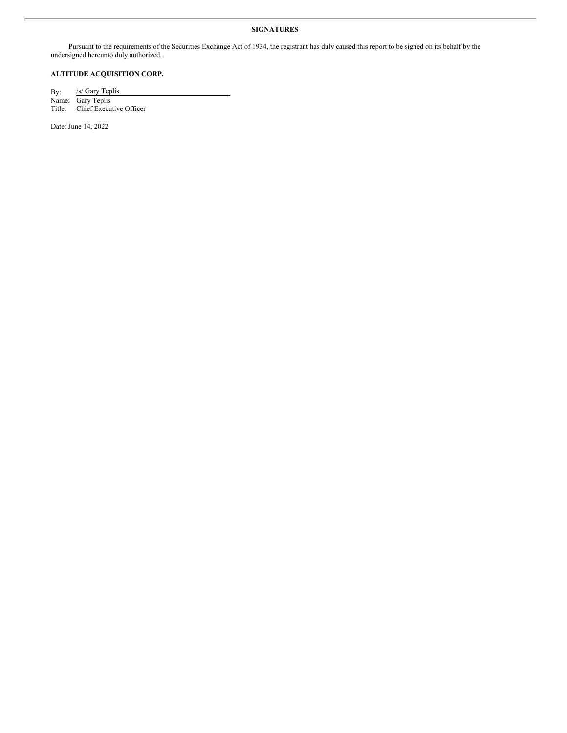## SIGNATURES

Pursuant to the requirements of the Securities Exchange Act of 1934, the registrant has duly caused this report to be signed on its behalf by the undersigned hereunto duly authorized.

**ALTITUDE ACQUISITION CORP.**

By: /s/ Gary Teplis
Name: Gary Teplis
Title: Chief Executive Officer

Date: June 14, 2022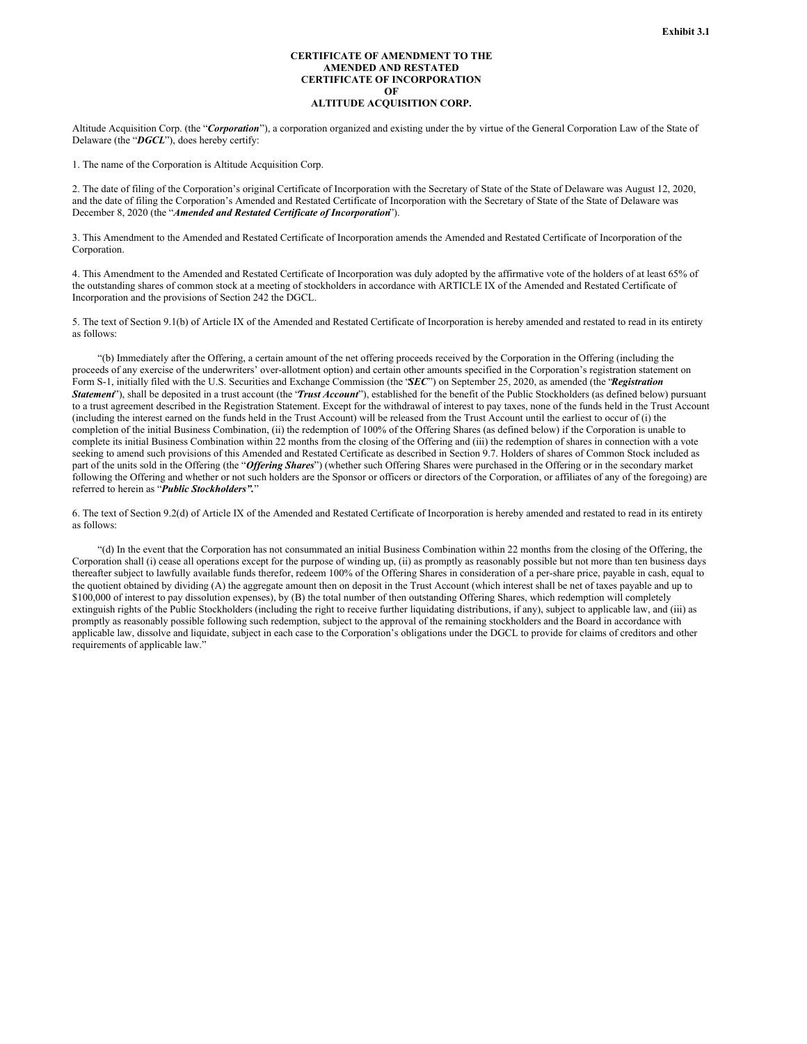Exhibit 3.1

**CERTIFICATE OF AMENDMENT TO THE
AMENDED AND RESTATED
CERTIFICATE OF INCORPORATION
OF
ALTITUDE ACQUISITION CORP.**

Altitude Acquisition Corp. (the "***Corporation***"), a corporation organized and existing under the by virtue of the General Corporation Law of the State of Delaware (the "***DGCL***"), does hereby certify:

1. The name of the Corporation is Altitude Acquisition Corp.

2. The date of filing of the Corporation's original Certificate of Incorporation with the Secretary of State of the State of Delaware was August 12, 2020, and the date of filing the Corporation's Amended and Restated Certificate of Incorporation with the Secretary of State of the State of Delaware was December 8, 2020 (the "***Amended and Restated Certificate of Incorporation***").

3. This Amendment to the Amended and Restated Certificate of Incorporation amends the Amended and Restated Certificate of Incorporation of the Corporation.

4. This Amendment to the Amended and Restated Certificate of Incorporation was duly adopted by the affirmative vote of the holders of at least 65% of the outstanding shares of common stock at a meeting of stockholders in accordance with ARTICLE IX of the Amended and Restated Certificate of Incorporation and the provisions of Section 242 the DGCL.

5. The text of Section 9.1(b) of Article IX of the Amended and Restated Certificate of Incorporation is hereby amended and restated to read in its entirety as follows:

"(b) Immediately after the Offering, a certain amount of the net offering proceeds received by the Corporation in the Offering (including the proceeds of any exercise of the underwriters' over-allotment option) and certain other amounts specified in the Corporation's registration statement on Form S-1, initially filed with the U.S. Securities and Exchange Commission (the "***SEC***") on September 25, 2020, as amended (the "***Registration Statement***"), shall be deposited in a trust account (the "***Trust Account***"), established for the benefit of the Public Stockholders (as defined below) pursuant to a trust agreement described in the Registration Statement. Except for the withdrawal of interest to pay taxes, none of the funds held in the Trust Account (including the interest earned on the funds held in the Trust Account) will be released from the Trust Account until the earliest to occur of (i) the completion of the initial Business Combination, (ii) the redemption of 100% of the Offering Shares (as defined below) if the Corporation is unable to complete its initial Business Combination within 22 months from the closing of the Offering and (iii) the redemption of shares in connection with a vote seeking to amend such provisions of this Amended and Restated Certificate as described in Section 9.7. Holders of shares of Common Stock included as part of the units sold in the Offering (the "***Offering Shares***") (whether such Offering Shares were purchased in the Offering or in the secondary market following the Offering and whether or not such holders are the Sponsor or officers or directors of the Corporation, or affiliates of any of the foregoing) are referred to herein as "***Public Stockholders".***"

6. The text of Section 9.2(d) of Article IX of the Amended and Restated Certificate of Incorporation is hereby amended and restated to read in its entirety as follows:

"(d) In the event that the Corporation has not consummated an initial Business Combination within 22 months from the closing of the Offering, the Corporation shall (i) cease all operations except for the purpose of winding up, (ii) as promptly as reasonably possible but not more than ten business days thereafter subject to lawfully available funds therefor, redeem 100% of the Offering Shares in consideration of a per-share price, payable in cash, equal to the quotient obtained by dividing (A) the aggregate amount then on deposit in the Trust Account (which interest shall be net of taxes payable and up to $100,000 of interest to pay dissolution expenses), by (B) the total number of then outstanding Offering Shares, which redemption will completely extinguish rights of the Public Stockholders (including the right to receive further liquidating distributions, if any), subject to applicable law, and (iii) as promptly as reasonably possible following such redemption, subject to the approval of the remaining stockholders and the Board in accordance with applicable law, dissolve and liquidate, subject in each case to the Corporation's obligations under the DGCL to provide for claims of creditors and other requirements of applicable law."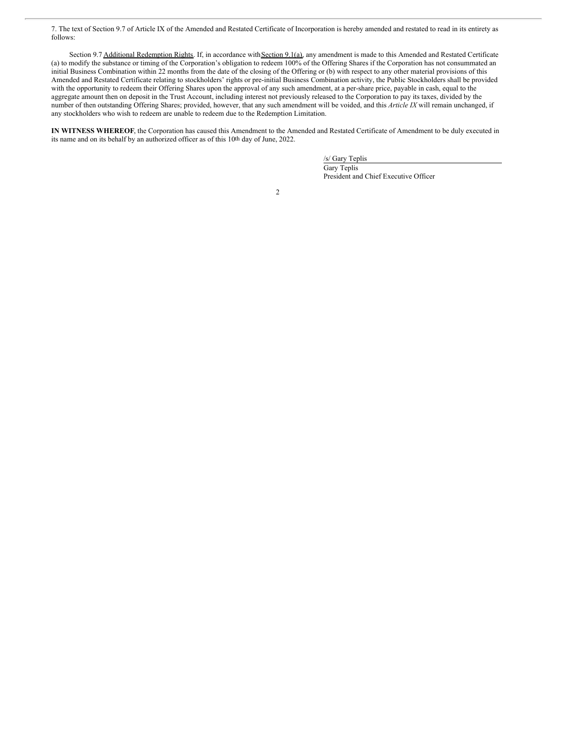7. The text of Section 9.7 of Article IX of the Amended and Restated Certificate of Incorporation is hereby amended and restated to read in its entirety as follows:

Section 9.7 Additional Redemption Rights. If, in accordance with Section 9.1(a), any amendment is made to this Amended and Restated Certificate (a) to modify the substance or timing of the Corporation's obligation to redeem 100% of the Offering Shares if the Corporation has not consummated an initial Business Combination within 22 months from the date of the closing of the Offering or (b) with respect to any other material provisions of this Amended and Restated Certificate relating to stockholders' rights or pre-initial Business Combination activity, the Public Stockholders shall be provided with the opportunity to redeem their Offering Shares upon the approval of any such amendment, at a per-share price, payable in cash, equal to the aggregate amount then on deposit in the Trust Account, including interest not previously released to the Corporation to pay its taxes, divided by the number of then outstanding Offering Shares; provided, however, that any such amendment will be voided, and this *Article IX* will remain unchanged, if any stockholders who wish to redeem are unable to redeem due to the Redemption Limitation.

**IN WITNESS WHEREOF**, the Corporation has caused this Amendment to the Amended and Restated Certificate of Amendment to be duly executed in its name and on its behalf by an authorized officer as of this 10th day of June, 2022.

/s/ Gary Teplis

Gary Teplis

President and Chief Executive Officer